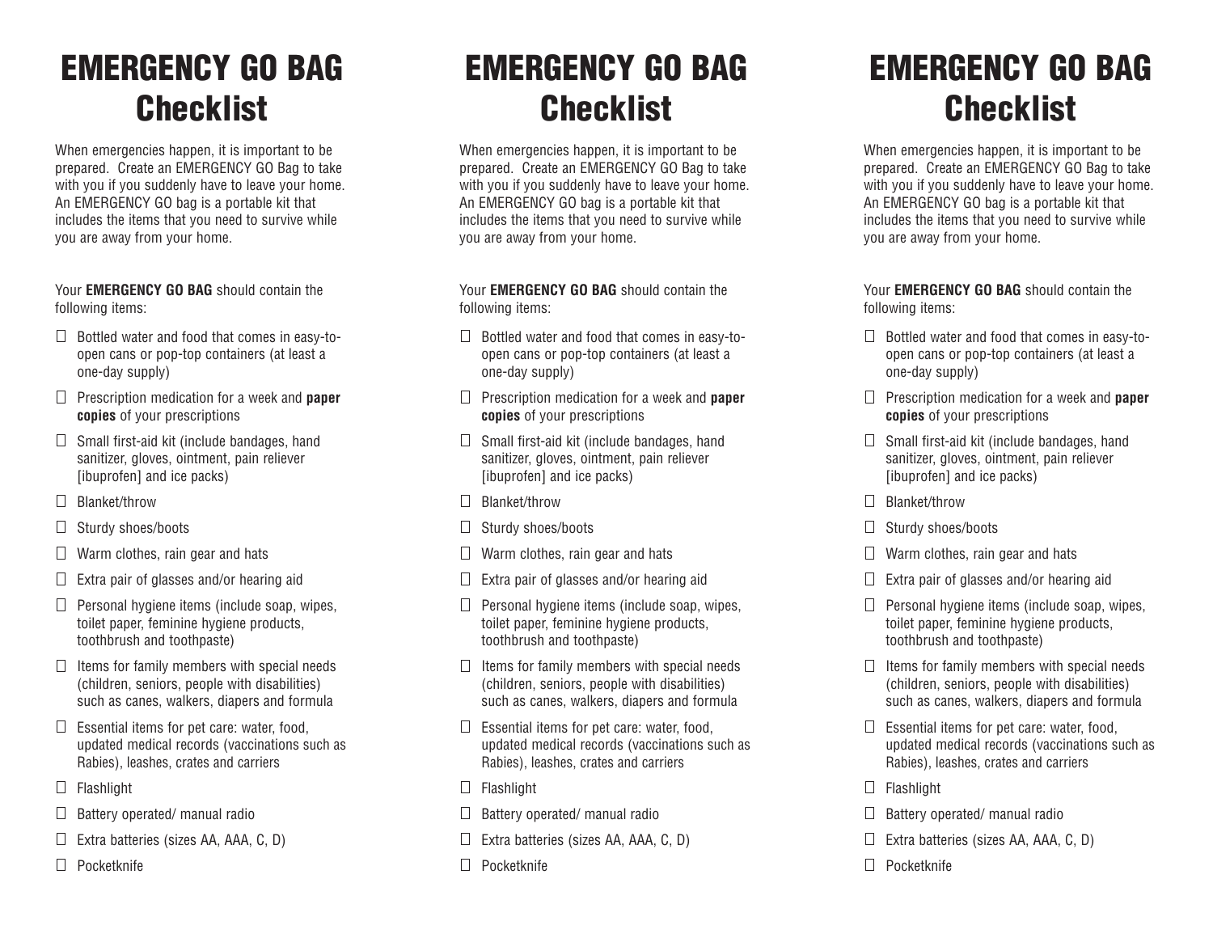# EMERGENCY GO BAG Checklist

When emergencies happen, it is important to be prepared. Create an EMERGENCY GO Bag to take with you if you suddenly have to leave your home. An EMERGENCY GO bag is a portable kit that includes the items that you need to survive while you are away from your home.

Your **EMERGENCY GO BAG** should contain the following items:

- ☐ Bottled water and food that comes in easy-to-open cans or pop-top containers (at least a one-day supply)
- ☐ Prescription medication for a week and **paper copies** of your prescriptions
- ☐ Small first-aid kit (include bandages, hand sanitizer, gloves, ointment, pain reliever [ibuprofen] and ice packs)
- ☐ Blanket/throw
- ☐ Sturdy shoes/boots
- ☐ Warm clothes, rain gear and hats
- ☐ Extra pair of glasses and/or hearing aid
- ☐ Personal hygiene items (include soap, wipes, toilet paper, feminine hygiene products, toothbrush and toothpaste)
- ☐ Items for family members with special needs (children, seniors, people with disabilities) such as canes, walkers, diapers and formula
- ☐ Essential items for pet care: water, food, updated medical records (vaccinations such as Rabies), leashes, crates and carriers
- ☐ Flashlight
- ☐ Battery operated/ manual radio
- ☐ Extra batteries (sizes AA, AAA, C, D)
- ☐ Pocketknife

# EMERGENCY GO BAG Checklist

When emergencies happen, it is important to be prepared. Create an EMERGENCY GO Bag to take with you if you suddenly have to leave your home. An EMERGENCY GO bag is a portable kit that includes the items that you need to survive while you are away from your home.

Your **EMERGENCY GO BAG** should contain the following items:

- ☐ Bottled water and food that comes in easy-to-open cans or pop-top containers (at least a one-day supply)
- ☐ Prescription medication for a week and **paper copies** of your prescriptions
- ☐ Small first-aid kit (include bandages, hand sanitizer, gloves, ointment, pain reliever [ibuprofen] and ice packs)
- ☐ Blanket/throw
- ☐ Sturdy shoes/boots
- ☐ Warm clothes, rain gear and hats
- ☐ Extra pair of glasses and/or hearing aid
- ☐ Personal hygiene items (include soap, wipes, toilet paper, feminine hygiene products, toothbrush and toothpaste)
- ☐ Items for family members with special needs (children, seniors, people with disabilities) such as canes, walkers, diapers and formula
- ☐ Essential items for pet care: water, food, updated medical records (vaccinations such as Rabies), leashes, crates and carriers
- ☐ Flashlight
- ☐ Battery operated/ manual radio
- ☐ Extra batteries (sizes AA, AAA, C, D)
- ☐ Pocketknife

# EMERGENCY GO BAG Checklist

When emergencies happen, it is important to be prepared. Create an EMERGENCY GO Bag to take with you if you suddenly have to leave your home. An EMERGENCY GO bag is a portable kit that includes the items that you need to survive while you are away from your home.

Your **EMERGENCY GO BAG** should contain the following items:

- ☐ Bottled water and food that comes in easy-to-open cans or pop-top containers (at least a one-day supply)
- ☐ Prescription medication for a week and **paper copies** of your prescriptions
- ☐ Small first-aid kit (include bandages, hand sanitizer, gloves, ointment, pain reliever [ibuprofen] and ice packs)
- ☐ Blanket/throw
- ☐ Sturdy shoes/boots
- ☐ Warm clothes, rain gear and hats
- ☐ Extra pair of glasses and/or hearing aid
- ☐ Personal hygiene items (include soap, wipes, toilet paper, feminine hygiene products, toothbrush and toothpaste)
- ☐ Items for family members with special needs (children, seniors, people with disabilities) such as canes, walkers, diapers and formula
- ☐ Essential items for pet care: water, food, updated medical records (vaccinations such as Rabies), leashes, crates and carriers
- ☐ Flashlight
- ☐ Battery operated/ manual radio
- ☐ Extra batteries (sizes AA, AAA, C, D)
- ☐ Pocketknife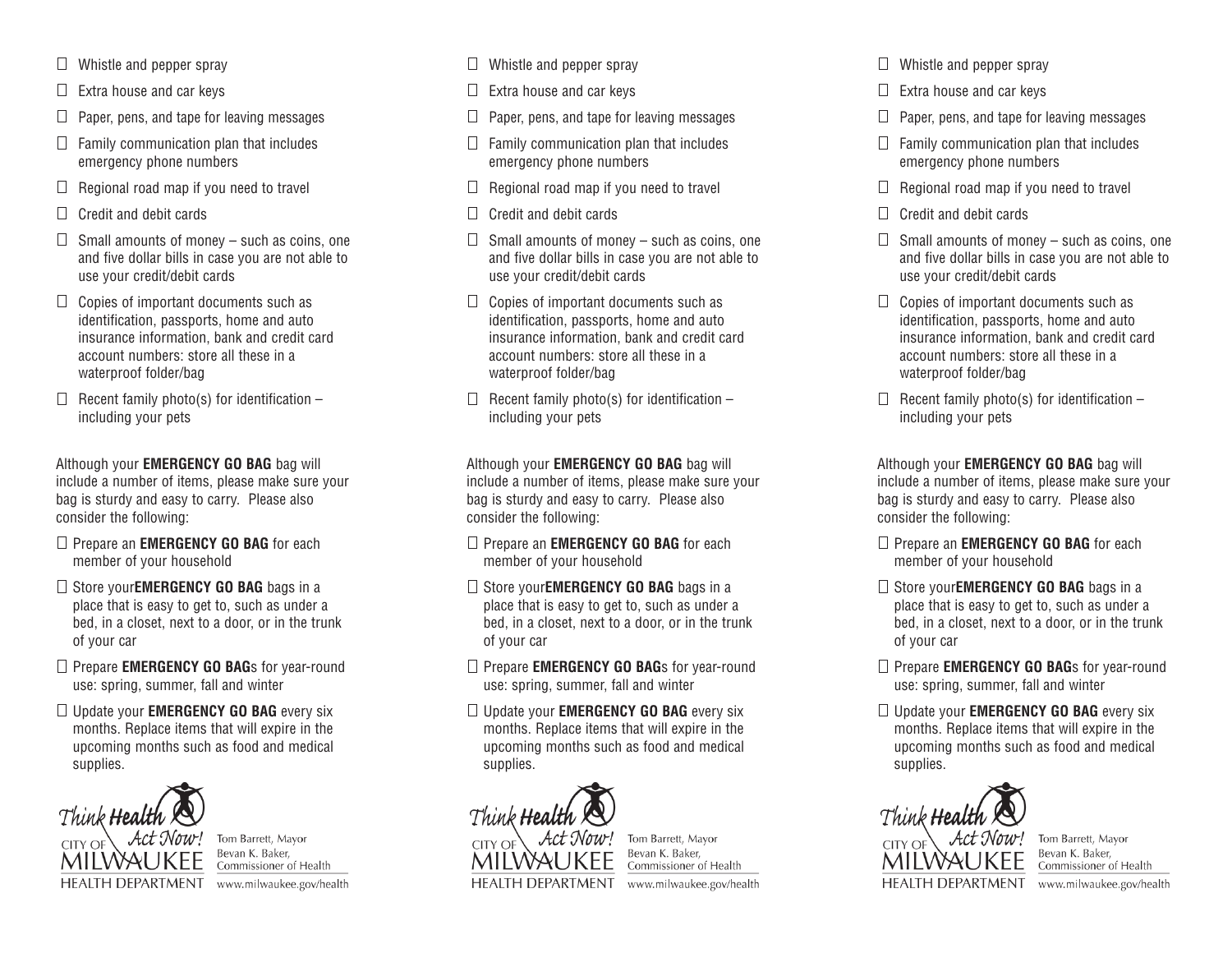- ☐ Whistle and pepper spray
- ☐ Extra house and car keys
- ☐ Paper, pens, and tape for leaving messages
- ☐ Family communication plan that includes emergency phone numbers
- ☐ Regional road map if you need to travel
- ☐ Credit and debit cards
- ☐ Small amounts of money – such as coins, one and five dollar bills in case you are not able to use your credit/debit cards
- ☐ Copies of important documents such as identification, passports, home and auto insurance information, bank and credit card account numbers: store all these in a waterproof folder/bag
- ☐ Recent family photo(s) for identification – including your pets

Although your **EMERGENCY GO BAG** bag will include a number of items, please make sure your bag is sturdy and easy to carry. Please also consider the following:

- ☐ Prepare an **EMERGENCY GO BAG** for each member of your household
- ☐ Store your**EMERGENCY GO BAG** bags in a place that is easy to get to, such as under a bed, in a closet, next to a door, or in the trunk of your car
- ☐ Prepare **EMERGENCY GO BAG**s for year-round use: spring, summer, fall and winter
- ☐ Update your **EMERGENCY GO BAG** every six months. Replace items that will expire in the upcoming months such as food and medical supplies.

Think **Health** Act Now!
CITY OF MILWAUKEE HEALTH DEPARTMENT

Tom Barrett, Mayor
Bevan K. Baker, Commissioner of Health
www.milwaukee.gov/health

- ☐ Whistle and pepper spray
- ☐ Extra house and car keys
- ☐ Paper, pens, and tape for leaving messages
- ☐ Family communication plan that includes emergency phone numbers
- ☐ Regional road map if you need to travel
- ☐ Credit and debit cards
- ☐ Small amounts of money – such as coins, one and five dollar bills in case you are not able to use your credit/debit cards
- ☐ Copies of important documents such as identification, passports, home and auto insurance information, bank and credit card account numbers: store all these in a waterproof folder/bag
- ☐ Recent family photo(s) for identification – including your pets

Although your **EMERGENCY GO BAG** bag will include a number of items, please make sure your bag is sturdy and easy to carry. Please also consider the following:

- ☐ Prepare an **EMERGENCY GO BAG** for each member of your household
- ☐ Store your**EMERGENCY GO BAG** bags in a place that is easy to get to, such as under a bed, in a closet, next to a door, or in the trunk of your car
- ☐ Prepare **EMERGENCY GO BAG**s for year-round use: spring, summer, fall and winter
- ☐ Update your **EMERGENCY GO BAG** every six months. Replace items that will expire in the upcoming months such as food and medical supplies.

Think **Health** Act Now!
CITY OF MILWAUKEE HEALTH DEPARTMENT

Tom Barrett, Mayor
Bevan K. Baker, Commissioner of Health
www.milwaukee.gov/health

- ☐ Whistle and pepper spray
- ☐ Extra house and car keys
- ☐ Paper, pens, and tape for leaving messages
- ☐ Family communication plan that includes emergency phone numbers
- ☐ Regional road map if you need to travel
- ☐ Credit and debit cards
- ☐ Small amounts of money – such as coins, one and five dollar bills in case you are not able to use your credit/debit cards
- ☐ Copies of important documents such as identification, passports, home and auto insurance information, bank and credit card account numbers: store all these in a waterproof folder/bag
- ☐ Recent family photo(s) for identification – including your pets

Although your **EMERGENCY GO BAG** bag will include a number of items, please make sure your bag is sturdy and easy to carry. Please also consider the following:

- ☐ Prepare an **EMERGENCY GO BAG** for each member of your household
- ☐ Store your**EMERGENCY GO BAG** bags in a place that is easy to get to, such as under a bed, in a closet, next to a door, or in the trunk of your car
- ☐ Prepare **EMERGENCY GO BAG**s for year-round use: spring, summer, fall and winter
- ☐ Update your **EMERGENCY GO BAG** every six months. Replace items that will expire in the upcoming months such as food and medical supplies.

Think **Health** Act Now!
CITY OF MILWAUKEE HEALTH DEPARTMENT

Tom Barrett, Mayor
Bevan K. Baker, Commissioner of Health
www.milwaukee.gov/health